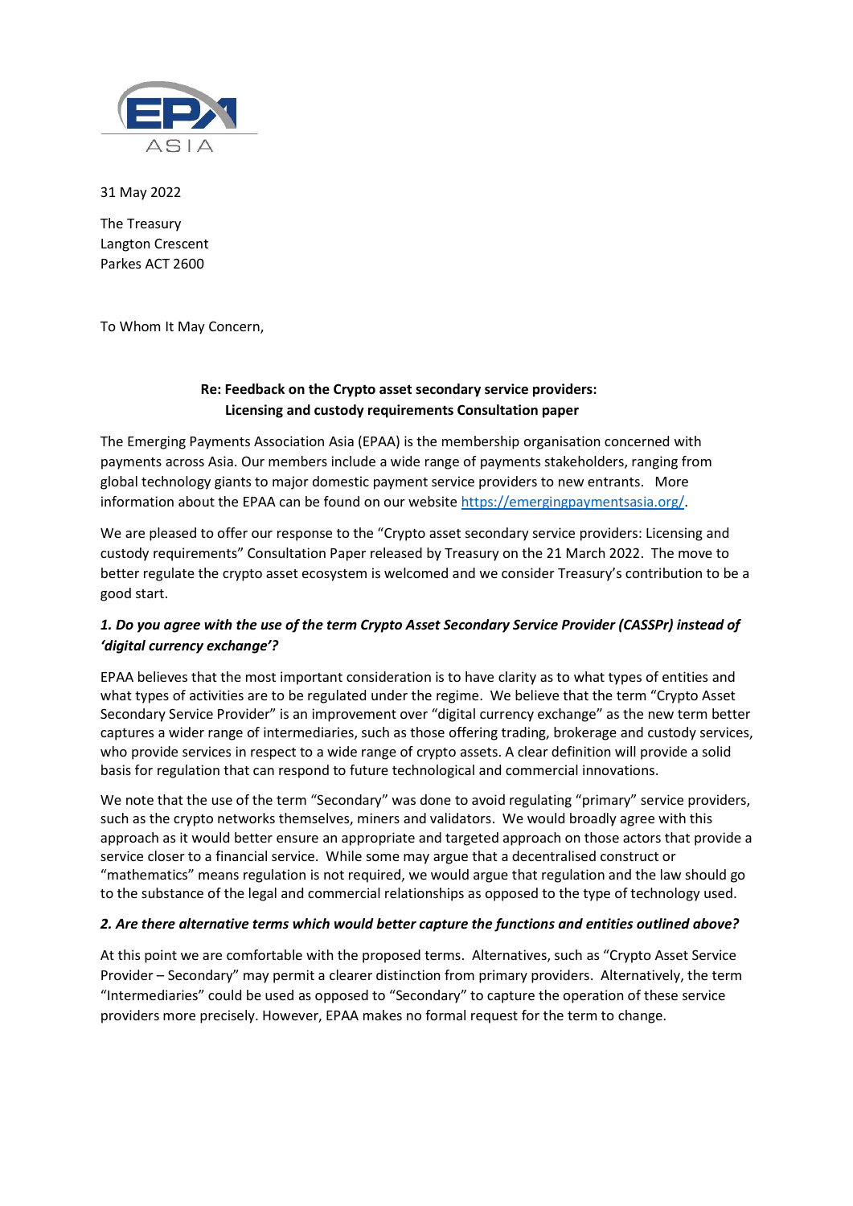EPA ASIA

31 May 2022

The Treasury
Langton Crescent
Parkes ACT 2600

To Whom It May Concern,

**Re: Feedback on the Crypto asset secondary service providers: Licensing and custody requirements Consultation paper**

The Emerging Payments Association Asia (EPAA) is the membership organisation concerned with payments across Asia. Our members include a wide range of payments stakeholders, ranging from global technology giants to major domestic payment service providers to new entrants. More information about the EPAA can be found on our website https://emergingpaymentsasia.org/.

We are pleased to offer our response to the "Crypto asset secondary service providers: Licensing and custody requirements" Consultation Paper released by Treasury on the 21 March 2022. The move to better regulate the crypto asset ecosystem is welcomed and we consider Treasury's contribution to be a good start.

***1. Do you agree with the use of the term Crypto Asset Secondary Service Provider (CASSPr) instead of 'digital currency exchange'?***

EPAA believes that the most important consideration is to have clarity as to what types of entities and what types of activities are to be regulated under the regime. We believe that the term "Crypto Asset Secondary Service Provider" is an improvement over "digital currency exchange" as the new term better captures a wider range of intermediaries, such as those offering trading, brokerage and custody services, who provide services in respect to a wide range of crypto assets. A clear definition will provide a solid basis for regulation that can respond to future technological and commercial innovations.

We note that the use of the term "Secondary" was done to avoid regulating "primary" service providers, such as the crypto networks themselves, miners and validators. We would broadly agree with this approach as it would better ensure an appropriate and targeted approach on those actors that provide a service closer to a financial service. While some may argue that a decentralised construct or "mathematics" means regulation is not required, we would argue that regulation and the law should go to the substance of the legal and commercial relationships as opposed to the type of technology used.

***2. Are there alternative terms which would better capture the functions and entities outlined above?***

At this point we are comfortable with the proposed terms. Alternatives, such as "Crypto Asset Service Provider – Secondary" may permit a clearer distinction from primary providers. Alternatively, the term "Intermediaries" could be used as opposed to "Secondary" to capture the operation of these service providers more precisely. However, EPAA makes no formal request for the term to change.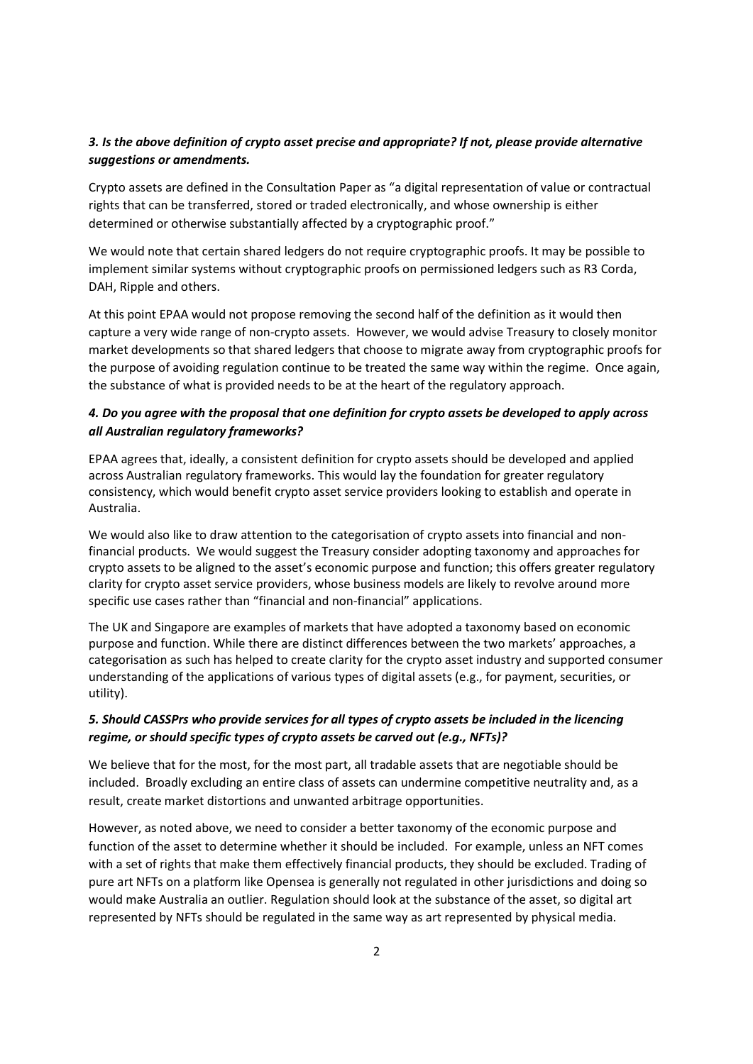***3. Is the above definition of crypto asset precise and appropriate? If not, please provide alternative suggestions or amendments.***

Crypto assets are defined in the Consultation Paper as "a digital representation of value or contractual rights that can be transferred, stored or traded electronically, and whose ownership is either determined or otherwise substantially affected by a cryptographic proof."

We would note that certain shared ledgers do not require cryptographic proofs. It may be possible to implement similar systems without cryptographic proofs on permissioned ledgers such as R3 Corda, DAH, Ripple and others.

At this point EPAA would not propose removing the second half of the definition as it would then capture a very wide range of non-crypto assets. However, we would advise Treasury to closely monitor market developments so that shared ledgers that choose to migrate away from cryptographic proofs for the purpose of avoiding regulation continue to be treated the same way within the regime. Once again, the substance of what is provided needs to be at the heart of the regulatory approach.

***4. Do you agree with the proposal that one definition for crypto assets be developed to apply across all Australian regulatory frameworks?***

EPAA agrees that, ideally, a consistent definition for crypto assets should be developed and applied across Australian regulatory frameworks. This would lay the foundation for greater regulatory consistency, which would benefit crypto asset service providers looking to establish and operate in Australia.

We would also like to draw attention to the categorisation of crypto assets into financial and non-financial products. We would suggest the Treasury consider adopting taxonomy and approaches for crypto assets to be aligned to the asset's economic purpose and function; this offers greater regulatory clarity for crypto asset service providers, whose business models are likely to revolve around more specific use cases rather than "financial and non-financial" applications.

The UK and Singapore are examples of markets that have adopted a taxonomy based on economic purpose and function. While there are distinct differences between the two markets' approaches, a categorisation as such has helped to create clarity for the crypto asset industry and supported consumer understanding of the applications of various types of digital assets (e.g., for payment, securities, or utility).

***5. Should CASSPrs who provide services for all types of crypto assets be included in the licencing regime, or should specific types of crypto assets be carved out (e.g., NFTs)?***

We believe that for the most, for the most part, all tradable assets that are negotiable should be included. Broadly excluding an entire class of assets can undermine competitive neutrality and, as a result, create market distortions and unwanted arbitrage opportunities.

However, as noted above, we need to consider a better taxonomy of the economic purpose and function of the asset to determine whether it should be included. For example, unless an NFT comes with a set of rights that make them effectively financial products, they should be excluded. Trading of pure art NFTs on a platform like Opensea is generally not regulated in other jurisdictions and doing so would make Australia an outlier. Regulation should look at the substance of the asset, so digital art represented by NFTs should be regulated in the same way as art represented by physical media.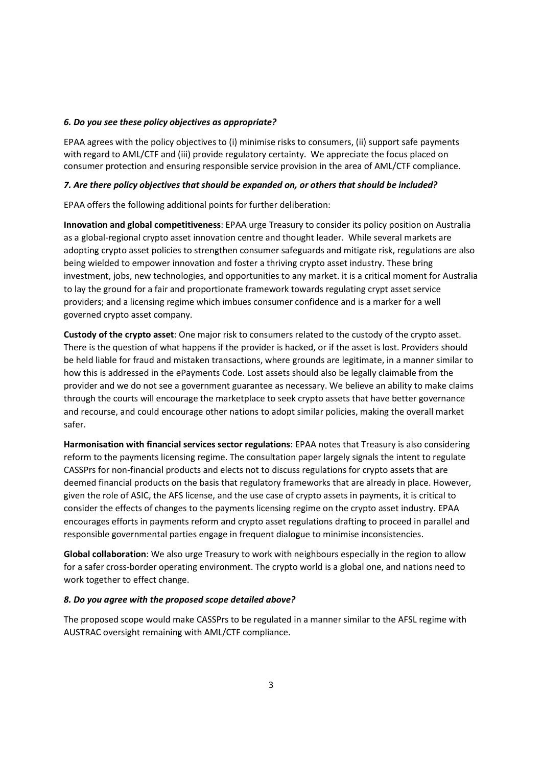***6. Do you see these policy objectives as appropriate?***

EPAA agrees with the policy objectives to (i) minimise risks to consumers, (ii) support safe payments with regard to AML/CTF and (iii) provide regulatory certainty. We appreciate the focus placed on consumer protection and ensuring responsible service provision in the area of AML/CTF compliance.

***7. Are there policy objectives that should be expanded on, or others that should be included?***

EPAA offers the following additional points for further deliberation:

**Innovation and global competitiveness**: EPAA urge Treasury to consider its policy position on Australia as a global-regional crypto asset innovation centre and thought leader. While several markets are adopting crypto asset policies to strengthen consumer safeguards and mitigate risk, regulations are also being wielded to empower innovation and foster a thriving crypto asset industry. These bring investment, jobs, new technologies, and opportunities to any market. it is a critical moment for Australia to lay the ground for a fair and proportionate framework towards regulating crypt asset service providers; and a licensing regime which imbues consumer confidence and is a marker for a well governed crypto asset company.

**Custody of the crypto asset**: One major risk to consumers related to the custody of the crypto asset. There is the question of what happens if the provider is hacked, or if the asset is lost. Providers should be held liable for fraud and mistaken transactions, where grounds are legitimate, in a manner similar to how this is addressed in the ePayments Code. Lost assets should also be legally claimable from the provider and we do not see a government guarantee as necessary. We believe an ability to make claims through the courts will encourage the marketplace to seek crypto assets that have better governance and recourse, and could encourage other nations to adopt similar policies, making the overall market safer.

**Harmonisation with financial services sector regulations**: EPAA notes that Treasury is also considering reform to the payments licensing regime. The consultation paper largely signals the intent to regulate CASSPrs for non-financial products and elects not to discuss regulations for crypto assets that are deemed financial products on the basis that regulatory frameworks that are already in place. However, given the role of ASIC, the AFS license, and the use case of crypto assets in payments, it is critical to consider the effects of changes to the payments licensing regime on the crypto asset industry. EPAA encourages efforts in payments reform and crypto asset regulations drafting to proceed in parallel and responsible governmental parties engage in frequent dialogue to minimise inconsistencies.

**Global collaboration**: We also urge Treasury to work with neighbours especially in the region to allow for a safer cross-border operating environment. The crypto world is a global one, and nations need to work together to effect change.

***8. Do you agree with the proposed scope detailed above?***

The proposed scope would make CASSPrs to be regulated in a manner similar to the AFSL regime with AUSTRAC oversight remaining with AML/CTF compliance.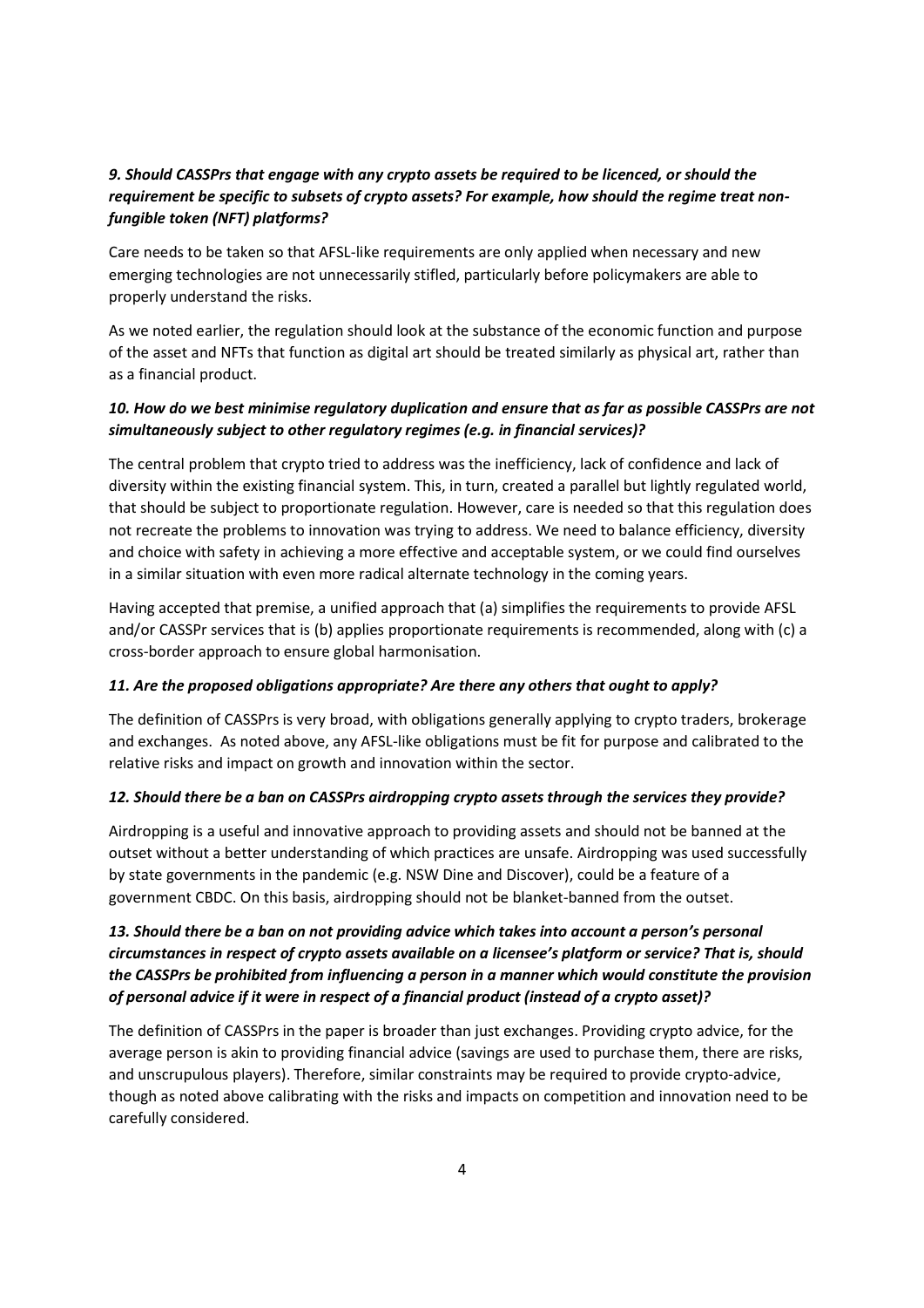### *9. Should CASSPrs that engage with any crypto assets be required to be licenced, or should the requirement be specific to subsets of crypto assets? For example, how should the regime treat non-fungible token (NFT) platforms?*

Care needs to be taken so that AFSL-like requirements are only applied when necessary and new emerging technologies are not unnecessarily stifled, particularly before policymakers are able to properly understand the risks.

As we noted earlier, the regulation should look at the substance of the economic function and purpose of the asset and NFTs that function as digital art should be treated similarly as physical art, rather than as a financial product.

### *10. How do we best minimise regulatory duplication and ensure that as far as possible CASSPrs are not simultaneously subject to other regulatory regimes (e.g. in financial services)?*

The central problem that crypto tried to address was the inefficiency, lack of confidence and lack of diversity within the existing financial system. This, in turn, created a parallel but lightly regulated world, that should be subject to proportionate regulation. However, care is needed so that this regulation does not recreate the problems to innovation was trying to address. We need to balance efficiency, diversity and choice with safety in achieving a more effective and acceptable system, or we could find ourselves in a similar situation with even more radical alternate technology in the coming years.

Having accepted that premise, a unified approach that (a) simplifies the requirements to provide AFSL and/or CASSPr services that is (b) applies proportionate requirements is recommended, along with (c) a cross-border approach to ensure global harmonisation.

### *11. Are the proposed obligations appropriate? Are there any others that ought to apply?*

The definition of CASSPrs is very broad, with obligations generally applying to crypto traders, brokerage and exchanges. As noted above, any AFSL-like obligations must be fit for purpose and calibrated to the relative risks and impact on growth and innovation within the sector.

### *12. Should there be a ban on CASSPrs airdropping crypto assets through the services they provide?*

Airdropping is a useful and innovative approach to providing assets and should not be banned at the outset without a better understanding of which practices are unsafe. Airdropping was used successfully by state governments in the pandemic (e.g. NSW Dine and Discover), could be a feature of a government CBDC. On this basis, airdropping should not be blanket-banned from the outset.

### *13. Should there be a ban on not providing advice which takes into account a person's personal circumstances in respect of crypto assets available on a licensee's platform or service? That is, should the CASSPrs be prohibited from influencing a person in a manner which would constitute the provision of personal advice if it were in respect of a financial product (instead of a crypto asset)?*

The definition of CASSPrs in the paper is broader than just exchanges. Providing crypto advice, for the average person is akin to providing financial advice (savings are used to purchase them, there are risks, and unscrupulous players). Therefore, similar constraints may be required to provide crypto-advice, though as noted above calibrating with the risks and impacts on competition and innovation need to be carefully considered.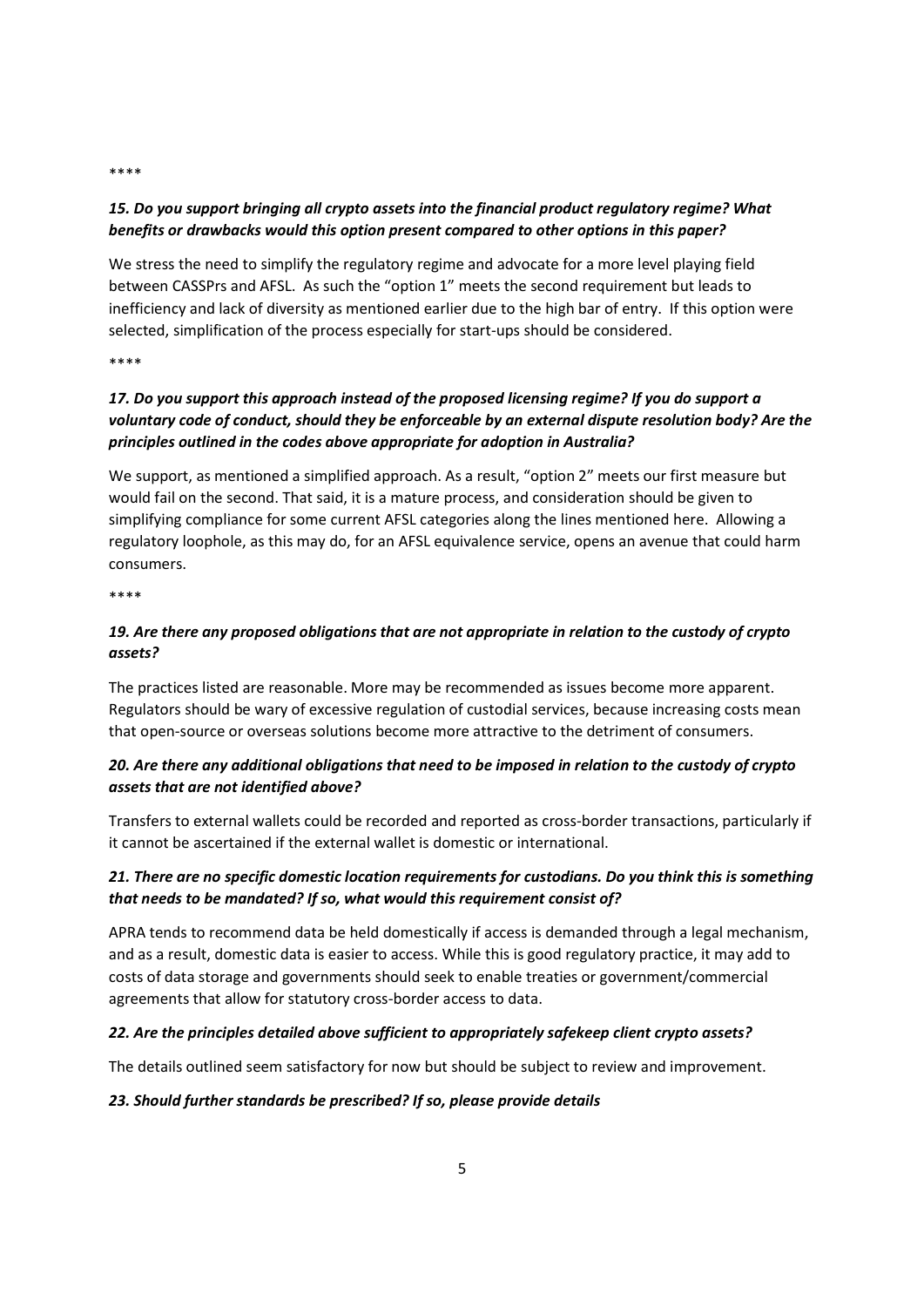****

***15. Do you support bringing all crypto assets into the financial product regulatory regime? What benefits or drawbacks would this option present compared to other options in this paper?***

We stress the need to simplify the regulatory regime and advocate for a more level playing field between CASSPrs and AFSL. As such the "option 1" meets the second requirement but leads to inefficiency and lack of diversity as mentioned earlier due to the high bar of entry. If this option were selected, simplification of the process especially for start-ups should be considered.

****

***17. Do you support this approach instead of the proposed licensing regime? If you do support a voluntary code of conduct, should they be enforceable by an external dispute resolution body? Are the principles outlined in the codes above appropriate for adoption in Australia?***

We support, as mentioned a simplified approach. As a result, "option 2" meets our first measure but would fail on the second. That said, it is a mature process, and consideration should be given to simplifying compliance for some current AFSL categories along the lines mentioned here. Allowing a regulatory loophole, as this may do, for an AFSL equivalence service, opens an avenue that could harm consumers.

****

***19. Are there any proposed obligations that are not appropriate in relation to the custody of crypto assets?***

The practices listed are reasonable. More may be recommended as issues become more apparent. Regulators should be wary of excessive regulation of custodial services, because increasing costs mean that open-source or overseas solutions become more attractive to the detriment of consumers.

***20. Are there any additional obligations that need to be imposed in relation to the custody of crypto assets that are not identified above?***

Transfers to external wallets could be recorded and reported as cross-border transactions, particularly if it cannot be ascertained if the external wallet is domestic or international.

***21. There are no specific domestic location requirements for custodians. Do you think this is something that needs to be mandated? If so, what would this requirement consist of?***

APRA tends to recommend data be held domestically if access is demanded through a legal mechanism, and as a result, domestic data is easier to access. While this is good regulatory practice, it may add to costs of data storage and governments should seek to enable treaties or government/commercial agreements that allow for statutory cross-border access to data.

***22. Are the principles detailed above sufficient to appropriately safekeep client crypto assets?***

The details outlined seem satisfactory for now but should be subject to review and improvement.

***23. Should further standards be prescribed? If so, please provide details***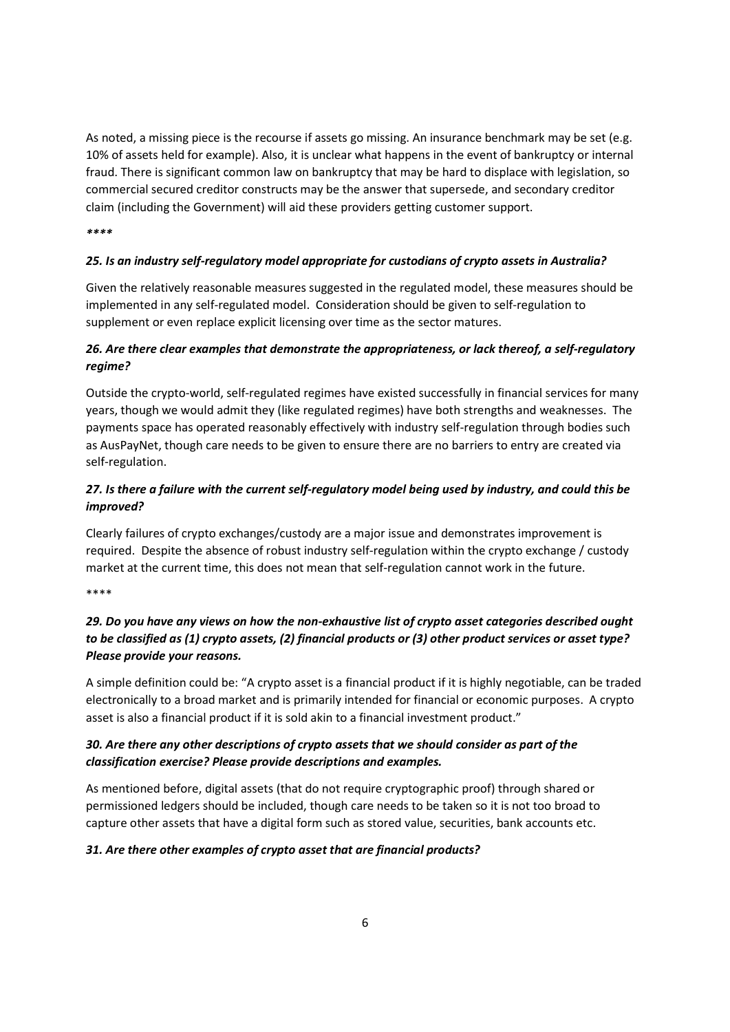As noted, a missing piece is the recourse if assets go missing. An insurance benchmark may be set (e.g. 10% of assets held for example). Also, it is unclear what happens in the event of bankruptcy or internal fraud. There is significant common law on bankruptcy that may be hard to displace with legislation, so commercial secured creditor constructs may be the answer that supersede, and secondary creditor claim (including the Government) will aid these providers getting customer support.

*\*\*\*\**

***25. Is an industry self-regulatory model appropriate for custodians of crypto assets in Australia?***

Given the relatively reasonable measures suggested in the regulated model, these measures should be implemented in any self-regulated model. Consideration should be given to self-regulation to supplement or even replace explicit licensing over time as the sector matures.

***26. Are there clear examples that demonstrate the appropriateness, or lack thereof, a self-regulatory regime?***

Outside the crypto-world, self-regulated regimes have existed successfully in financial services for many years, though we would admit they (like regulated regimes) have both strengths and weaknesses. The payments space has operated reasonably effectively with industry self-regulation through bodies such as AusPayNet, though care needs to be given to ensure there are no barriers to entry are created via self-regulation.

***27. Is there a failure with the current self-regulatory model being used by industry, and could this be improved?***

Clearly failures of crypto exchanges/custody are a major issue and demonstrates improvement is required. Despite the absence of robust industry self-regulation within the crypto exchange / custody market at the current time, this does not mean that self-regulation cannot work in the future.

\*\*\*\*

***29. Do you have any views on how the non-exhaustive list of crypto asset categories described ought to be classified as (1) crypto assets, (2) financial products or (3) other product services or asset type? Please provide your reasons.***

A simple definition could be: "A crypto asset is a financial product if it is highly negotiable, can be traded electronically to a broad market and is primarily intended for financial or economic purposes. A crypto asset is also a financial product if it is sold akin to a financial investment product."

***30. Are there any other descriptions of crypto assets that we should consider as part of the classification exercise? Please provide descriptions and examples.***

As mentioned before, digital assets (that do not require cryptographic proof) through shared or permissioned ledgers should be included, though care needs to be taken so it is not too broad to capture other assets that have a digital form such as stored value, securities, bank accounts etc.

***31. Are there other examples of crypto asset that are financial products?***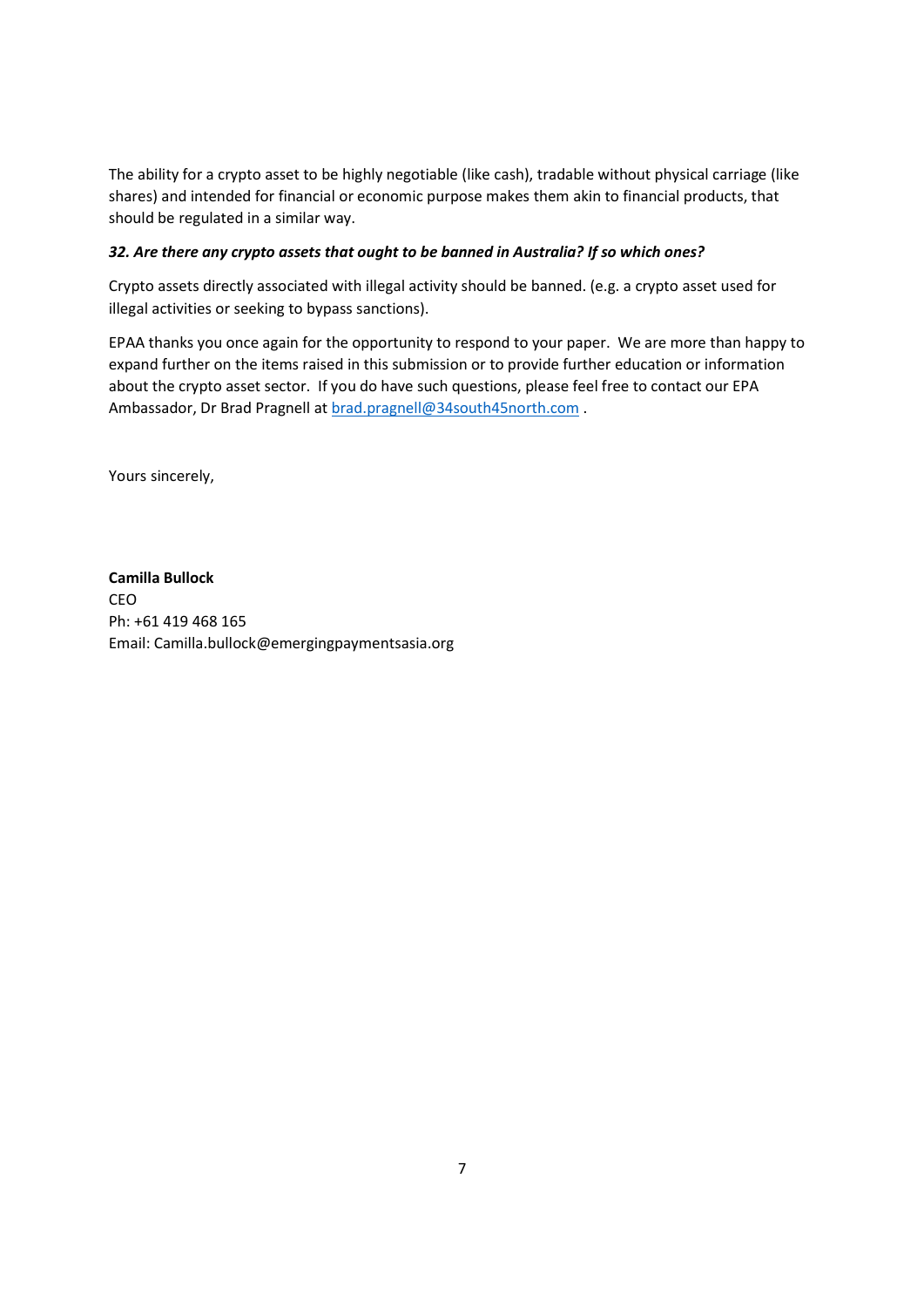The ability for a crypto asset to be highly negotiable (like cash), tradable without physical carriage (like shares) and intended for financial or economic purpose makes them akin to financial products, that should be regulated in a similar way.

***32. Are there any crypto assets that ought to be banned in Australia? If so which ones?***

Crypto assets directly associated with illegal activity should be banned. (e.g. a crypto asset used for illegal activities or seeking to bypass sanctions).

EPAA thanks you once again for the opportunity to respond to your paper. We are more than happy to expand further on the items raised in this submission or to provide further education or information about the crypto asset sector. If you do have such questions, please feel free to contact our EPA Ambassador, Dr Brad Pragnell at brad.pragnell@34south45north.com .

Yours sincerely,

**Camilla Bullock**
CEO
Ph: +61 419 468 165
Email: Camilla.bullock@emergingpaymentsasia.org